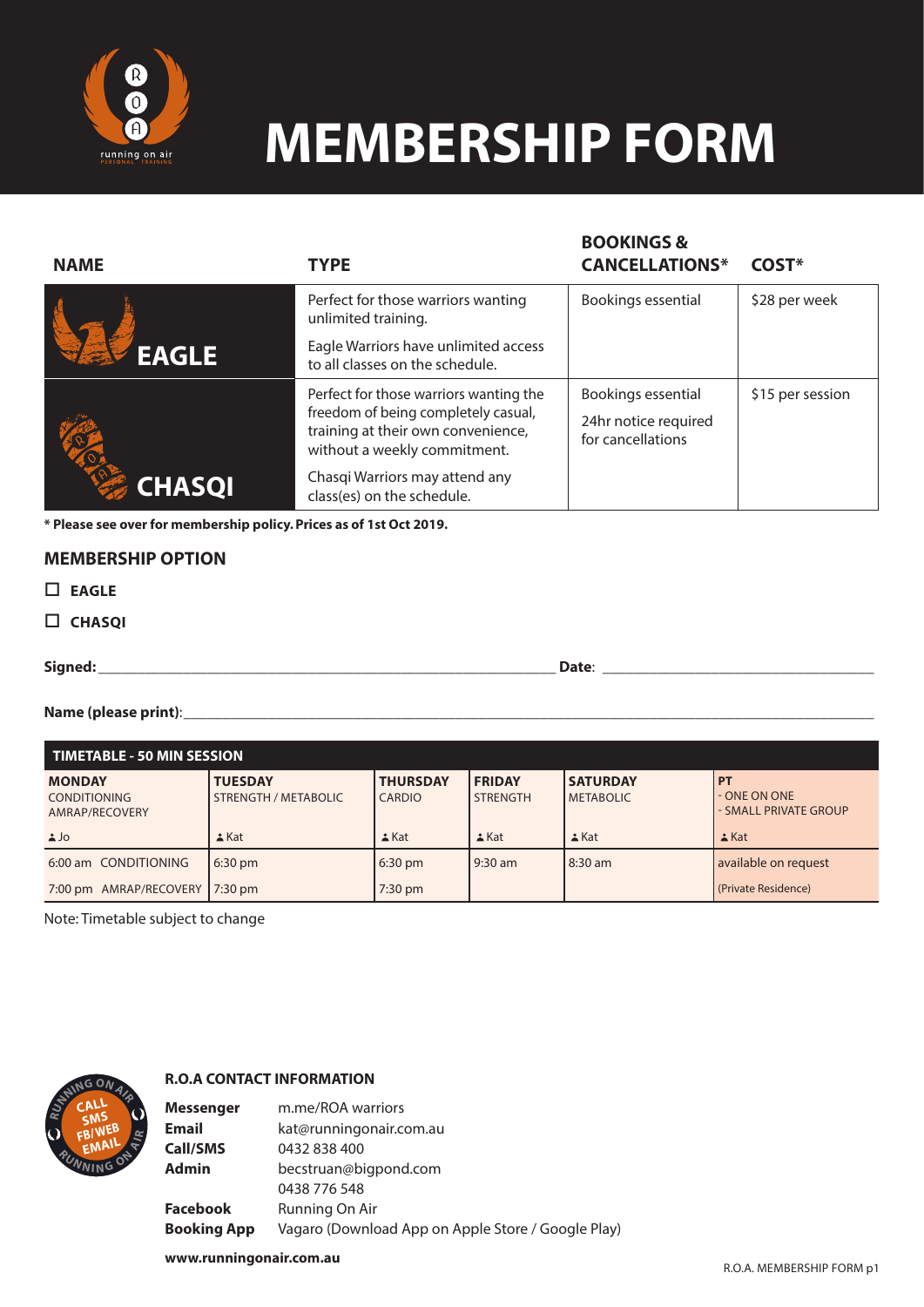# MEMBERSHIP FORM

| NAME | TYPE | BOOKINGS & CANCELLATIONS* | COST* |
|---|---|---|---|
| EAGLE | Perfect for those warriors wanting unlimited training. Eagle Warriors have unlimited access to all classes on the schedule. | Bookings essential | $28 per week |
| CHASQI | Perfect for those warriors wanting the freedom of being completely casual, training at their own convenience, without a weekly commitment. Chasqi Warriors may attend any class(es) on the schedule. | Bookings essential 24hr notice required for cancellations | $15 per session |

**\* Please see over for membership policy. Prices as of 1st Oct 2019.**

## MEMBERSHIP OPTION

☐ **EAGLE**

☐ **CHASQI**

**Signed:** ______________________________ **Date:** ____________________

**Name (please print):** ______________________________________________

| TIMETABLE - 50 MIN SESSION | | | | | |
|---|---|---|---|---|---|
| **MONDAY** CONDITIONING AMRAP/RECOVERY | **TUESDAY** STRENGTH / METABOLIC | **THURSDAY** CARDIO | **FRIDAY** STRENGTH | **SATURDAY** METABOLIC | **PT** - ONE ON ONE - SMALL PRIVATE GROUP |
| Jo | Kat | Kat | Kat | Kat | Kat |
| 6:00 am CONDITIONING | 6:30 pm | 6:30 pm | 9:30 am | 8:30 am | available on request |
| 7:00 pm AMRAP/RECOVERY | 7:30 pm | 7:30 pm | | | (Private Residence) |

Note: Timetable subject to change

### R.O.A CONTACT INFORMATION

| | |
|---|---|
| **Messenger** | m.me/ROA warriors |
| **Email** | kat@runningonair.com.au |
| **Call/SMS** | 0432 838 400 |
| **Admin** | becstruan@bigpond.com 0438 776 548 |
| **Facebook** | Running On Air |
| **Booking App** | Vagaro (Download App on Apple Store / Google Play) |

**www.runningonair.com.au**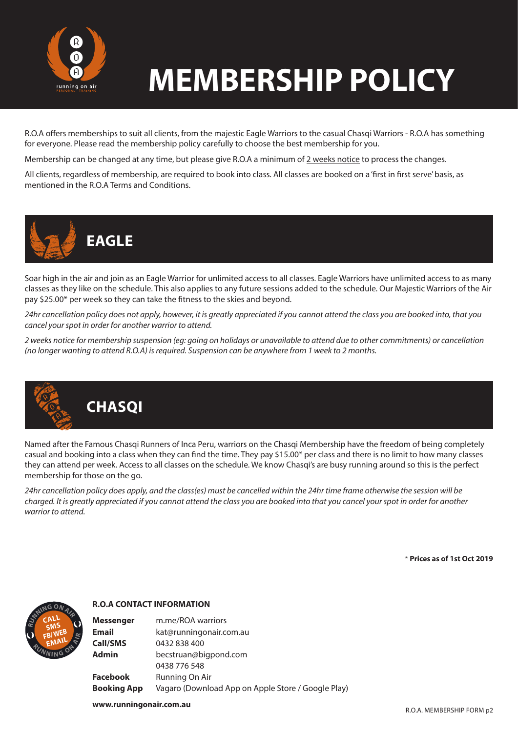# MEMBERSHIP POLICY

R.O.A offers memberships to suit all clients, from the majestic Eagle Warriors to the casual Chasqi Warriors - R.O.A has something for everyone. Please read the membership policy carefully to choose the best membership for you.

Membership can be changed at any time, but please give R.O.A a minimum of 2 weeks notice to process the changes.

All clients, regardless of membership, are required to book into class. All classes are booked on a 'first in first serve' basis, as mentioned in the R.O.A Terms and Conditions.

## EAGLE

Soar high in the air and join as an Eagle Warrior for unlimited access to all classes. Eagle Warriors have unlimited access to as many classes as they like on the schedule. This also applies to any future sessions added to the schedule. Our Majestic Warriors of the Air pay $25.00* per week so they can take the fitness to the skies and beyond.

*24hr cancellation policy does not apply, however, it is greatly appreciated if you cannot attend the class you are booked into, that you cancel your spot in order for another warrior to attend.*

*2 weeks notice for membership suspension (eg: going on holidays or unavailable to attend due to other commitments) or cancellation (no longer wanting to attend R.O.A) is required. Suspension can be anywhere from 1 week to 2 months.*

## CHASQI

Named after the Famous Chasqi Runners of Inca Peru, warriors on the Chasqi Membership have the freedom of being completely casual and booking into a class when they can find the time. They pay $15.00* per class and there is no limit to how many classes they can attend per week. Access to all classes on the schedule. We know Chasqi's are busy running around so this is the perfect membership for those on the go.

*24hr cancellation policy does apply, and the class(es) must be cancelled within the 24hr time frame otherwise the session will be charged. It is greatly appreciated if you cannot attend the class you are booked into that you cancel your spot in order for another warrior to attend.*

* **Prices as of 1st Oct 2019**

### R.O.A CONTACT INFORMATION

| | |
|---|---|
| **Messenger** | m.me/ROA warriors |
| **Email** | kat@runningonair.com.au |
| **Call/SMS** | 0432 838 400 |
| **Admin** | becstruan@bigpond.com<br>0438 776 548 |
| **Facebook** | Running On Air |
| **Booking App** | Vagaro (Download App on Apple Store / Google Play) |

**www.runningonair.com.au**

R.O.A. MEMBERSHIP FORM p2